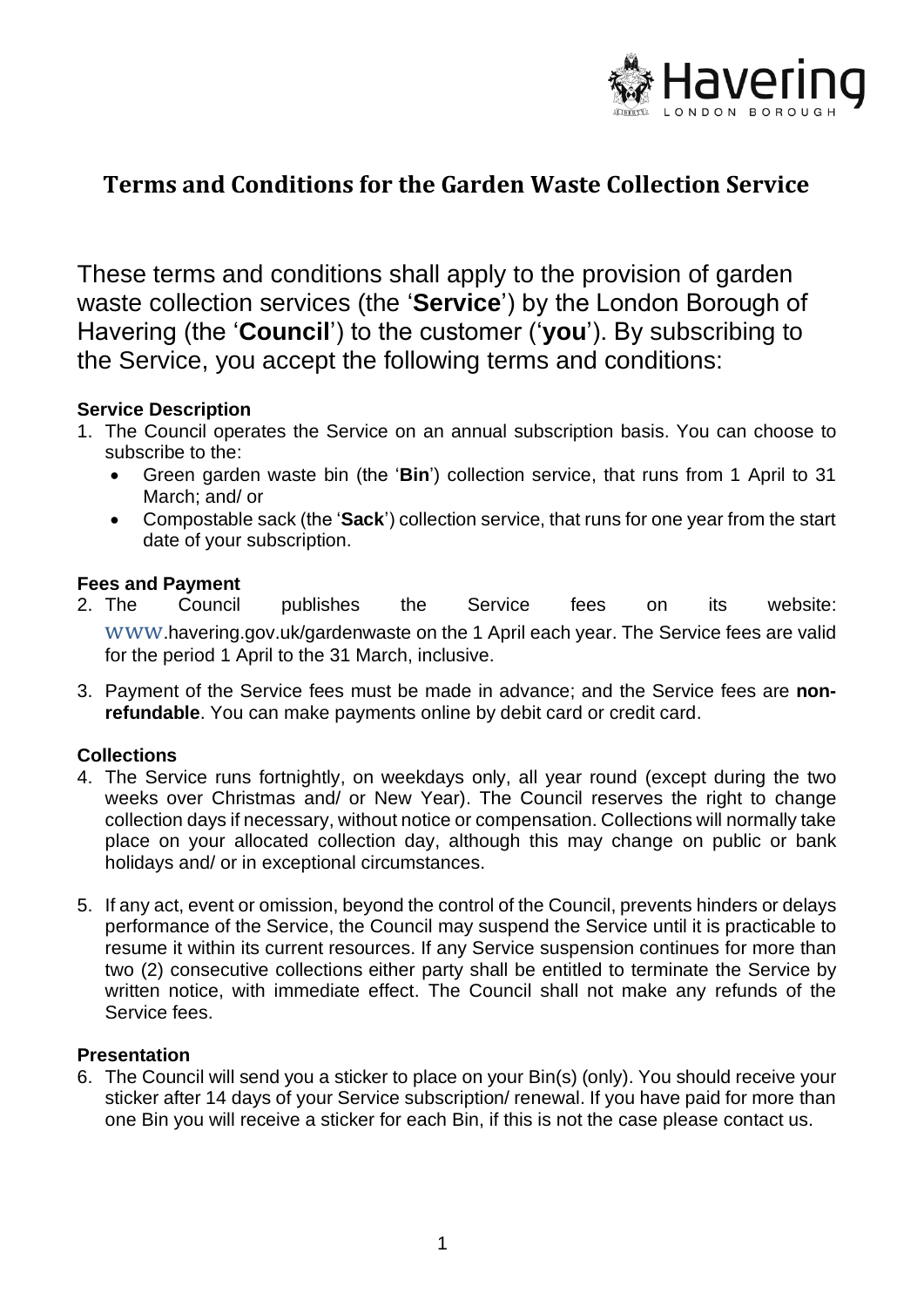# Terms and Conditions for the Garden Waste Collection Service

These terms and conditions shall apply to the provision of garden waste collection services (the '**Service**') by the London Borough of Havering (the '**Council**') to the customer ('**you**'). By subscribing to the Service, you accept the following terms and conditions:

### Service Description

1. The Council operates the Service on an annual subscription basis. You can choose to subscribe to the:
   - Green garden waste bin (the '**Bin**') collection service, that runs from 1 April to 31 March; and/ or
   - Compostable sack (the '**Sack**') collection service, that runs for one year from the start date of your subscription.

### Fees and Payment

2. The Council publishes the Service fees on its website: www.havering.gov.uk/gardenwaste on the 1 April each year. The Service fees are valid for the period 1 April to the 31 March, inclusive.

3. Payment of the Service fees must be made in advance; and the Service fees are **non-refundable**. You can make payments online by debit card or credit card.

### Collections

4. The Service runs fortnightly, on weekdays only, all year round (except during the two weeks over Christmas and/ or New Year). The Council reserves the right to change collection days if necessary, without notice or compensation. Collections will normally take place on your allocated collection day, although this may change on public or bank holidays and/ or in exceptional circumstances.

5. If any act, event or omission, beyond the control of the Council, prevents hinders or delays performance of the Service, the Council may suspend the Service until it is practicable to resume it within its current resources. If any Service suspension continues for more than two (2) consecutive collections either party shall be entitled to terminate the Service by written notice, with immediate effect. The Council shall not make any refunds of the Service fees.

### Presentation

6. The Council will send you a sticker to place on your Bin(s) (only). You should receive your sticker after 14 days of your Service subscription/ renewal. If you have paid for more than one Bin you will receive a sticker for each Bin, if this is not the case please contact us.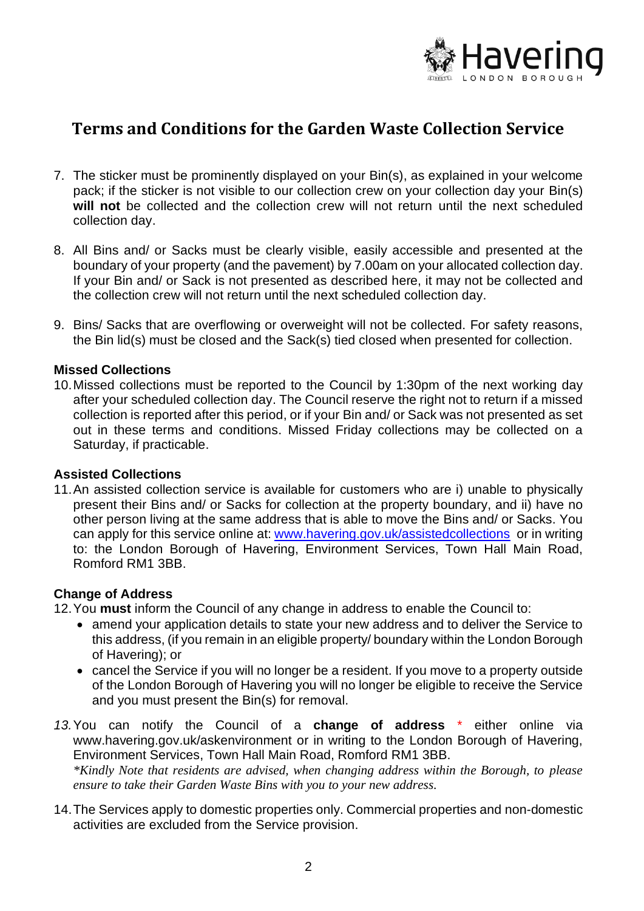# Terms and Conditions for the Garden Waste Collection Service

7. The sticker must be prominently displayed on your Bin(s), as explained in your welcome pack; if the sticker is not visible to our collection crew on your collection day your Bin(s) **will not** be collected and the collection crew will not return until the next scheduled collection day.

8. All Bins and/ or Sacks must be clearly visible, easily accessible and presented at the boundary of your property (and the pavement) by 7.00am on your allocated collection day. If your Bin and/ or Sack is not presented as described here, it may not be collected and the collection crew will not return until the next scheduled collection day.

9. Bins/ Sacks that are overflowing or overweight will not be collected. For safety reasons, the Bin lid(s) must be closed and the Sack(s) tied closed when presented for collection.

**Missed Collections**

10. Missed collections must be reported to the Council by 1:30pm of the next working day after your scheduled collection day. The Council reserve the right not to return if a missed collection is reported after this period, or if your Bin and/ or Sack was not presented as set out in these terms and conditions. Missed Friday collections may be collected on a Saturday, if practicable.

**Assisted Collections**

11. An assisted collection service is available for customers who are i) unable to physically present their Bins and/ or Sacks for collection at the property boundary, and ii) have no other person living at the same address that is able to move the Bins and/ or Sacks. You can apply for this service online at: [www.havering.gov.uk/assistedcollections](http://www.havering.gov.uk/assistedcollections) or in writing to: the London Borough of Havering, Environment Services, Town Hall Main Road, Romford RM1 3BB.

**Change of Address**

12. You **must** inform the Council of any change in address to enable the Council to:
    - amend your application details to state your new address and to deliver the Service to this address, (if you remain in an eligible property/ boundary within the London Borough of Havering); or
    - cancel the Service if you will no longer be a resident. If you move to a property outside of the London Borough of Havering you will no longer be eligible to receive the Service and you must present the Bin(s) for removal.

13. You can notify the Council of a **change of address** * either online via www.havering.gov.uk/askenvironment or in writing to the London Borough of Havering, Environment Services, Town Hall Main Road, Romford RM1 3BB.
    *\*Kindly Note that residents are advised, when changing address within the Borough, to please ensure to take their Garden Waste Bins with you to your new address.*

14. The Services apply to domestic properties only. Commercial properties and non-domestic activities are excluded from the Service provision.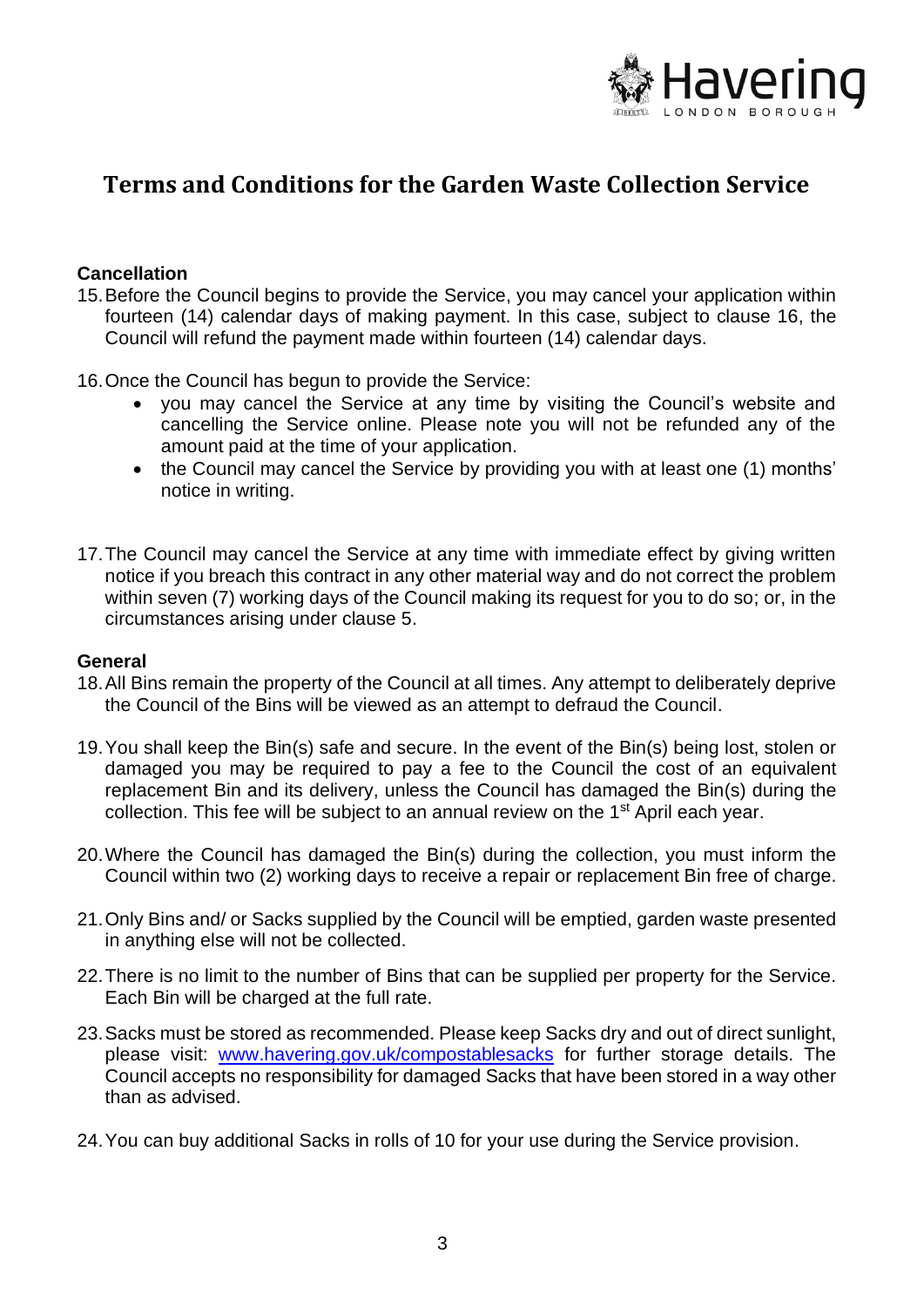# Terms and Conditions for the Garden Waste Collection Service

**Cancellation**

15. Before the Council begins to provide the Service, you may cancel your application within fourteen (14) calendar days of making payment. In this case, subject to clause 16, the Council will refund the payment made within fourteen (14) calendar days.

16. Once the Council has begun to provide the Service:
    - you may cancel the Service at any time by visiting the Council's website and cancelling the Service online. Please note you will not be refunded any of the amount paid at the time of your application.
    - the Council may cancel the Service by providing you with at least one (1) months' notice in writing.

17. The Council may cancel the Service at any time with immediate effect by giving written notice if you breach this contract in any other material way and do not correct the problem within seven (7) working days of the Council making its request for you to do so; or, in the circumstances arising under clause 5.

**General**

18. All Bins remain the property of the Council at all times. Any attempt to deliberately deprive the Council of the Bins will be viewed as an attempt to defraud the Council.

19. You shall keep the Bin(s) safe and secure. In the event of the Bin(s) being lost, stolen or damaged you may be required to pay a fee to the Council the cost of an equivalent replacement Bin and its delivery, unless the Council has damaged the Bin(s) during the collection. This fee will be subject to an annual review on the 1st April each year.

20. Where the Council has damaged the Bin(s) during the collection, you must inform the Council within two (2) working days to receive a repair or replacement Bin free of charge.

21. Only Bins and/ or Sacks supplied by the Council will be emptied, garden waste presented in anything else will not be collected.

22. There is no limit to the number of Bins that can be supplied per property for the Service. Each Bin will be charged at the full rate.

23. Sacks must be stored as recommended. Please keep Sacks dry and out of direct sunlight, please visit: [www.havering.gov.uk/compostablesacks](http://www.havering.gov.uk/compostablesacks) for further storage details. The Council accepts no responsibility for damaged Sacks that have been stored in a way other than as advised.

24. You can buy additional Sacks in rolls of 10 for your use during the Service provision.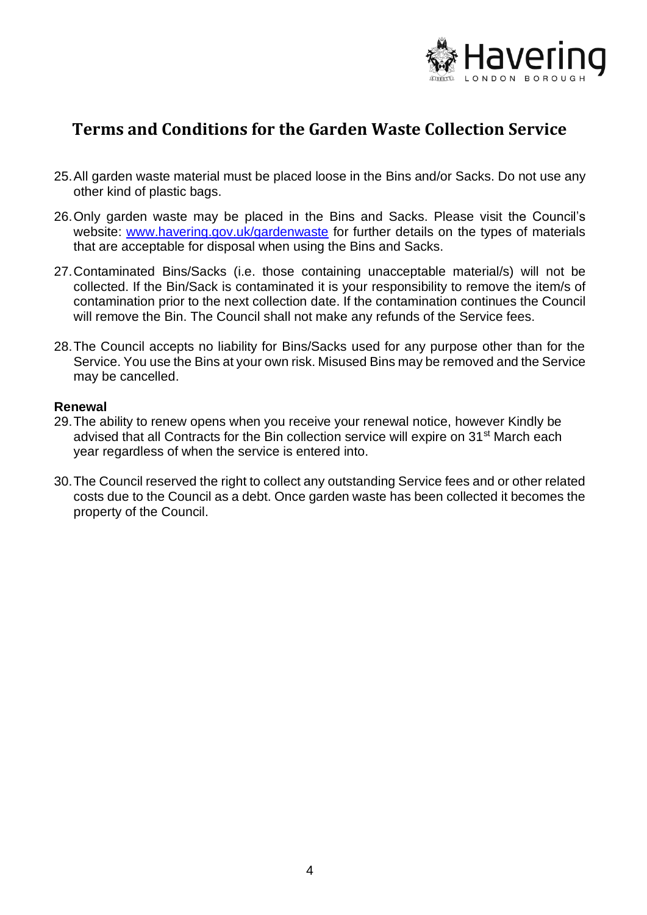# Terms and Conditions for the Garden Waste Collection Service

25. All garden waste material must be placed loose in the Bins and/or Sacks. Do not use any other kind of plastic bags.

26. Only garden waste may be placed in the Bins and Sacks. Please visit the Council's website: [www.havering.gov.uk/gardenwaste](www.havering.gov.uk/gardenwaste) for further details on the types of materials that are acceptable for disposal when using the Bins and Sacks.

27. Contaminated Bins/Sacks (i.e. those containing unacceptable material/s) will not be collected. If the Bin/Sack is contaminated it is your responsibility to remove the item/s of contamination prior to the next collection date. If the contamination continues the Council will remove the Bin. The Council shall not make any refunds of the Service fees.

28. The Council accepts no liability for Bins/Sacks used for any purpose other than for the Service. You use the Bins at your own risk. Misused Bins may be removed and the Service may be cancelled.

**Renewal**

29. The ability to renew opens when you receive your renewal notice, however Kindly be advised that all Contracts for the Bin collection service will expire on 31st March each year regardless of when the service is entered into.

30. The Council reserved the right to collect any outstanding Service fees and or other related costs due to the Council as a debt. Once garden waste has been collected it becomes the property of the Council.